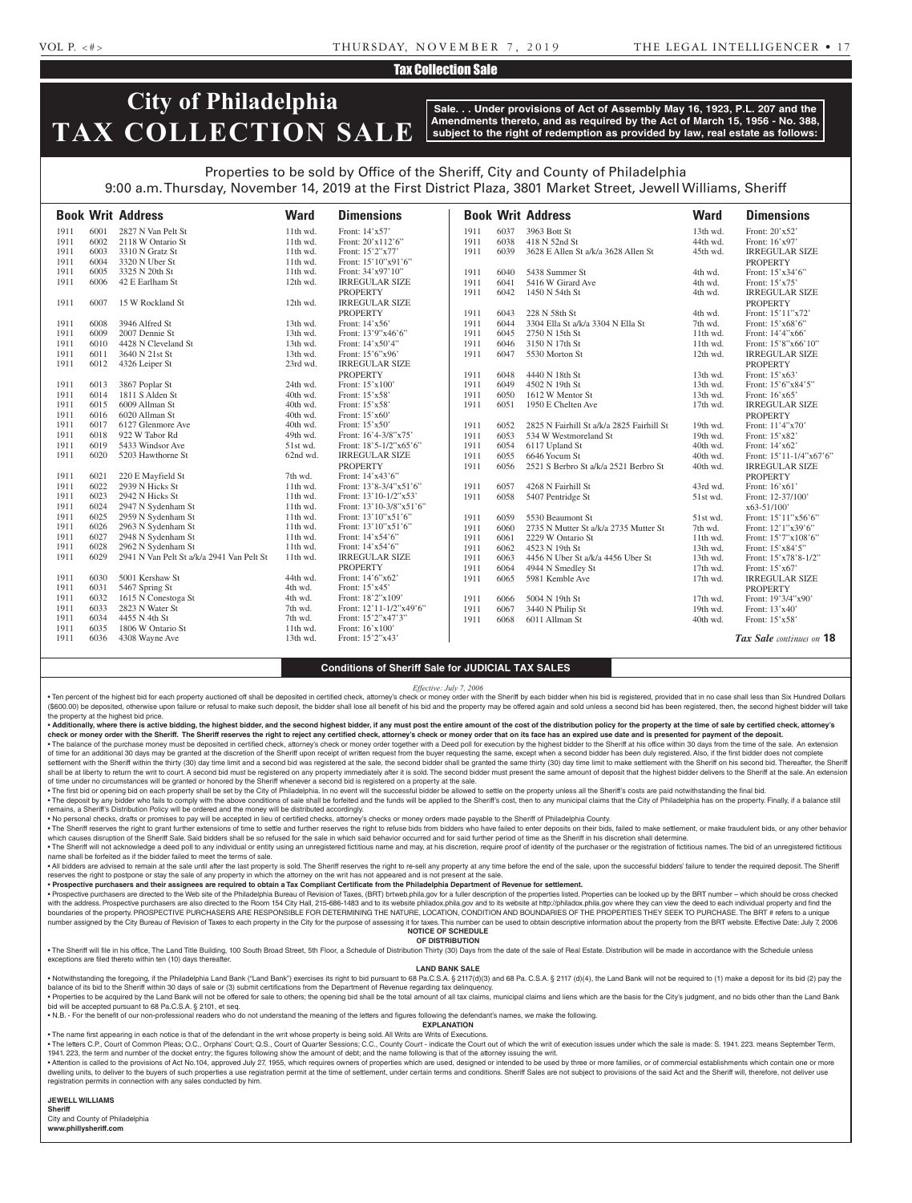## Tax Collection Sale

# City of Philadelphia TAX COLLECTION SALE

**Sale. . . Under provisions of Act of Assembly May 16, 1923, P.L. 207 and the Amendments thereto, and as required by the Act of March 15, 1956 - No. 388, subject to the right of redemption as provided by law, real estate as follows:**

Properties to be sold by Office of the Sheriff, City and County of Philadelphia
9:00 a.m. Thursday, November 14, 2019 at the First District Plaza, 3801 Market Street, Jewell Williams, Sheriff

| Book | Writ | Address | Ward | Dimensions |
|---|---|---|---|---|
| 1911 | 6001 | 2827 N Van Pelt St | 11th wd. | Front: 14'x57' |
| 1911 | 6002 | 2118 W Ontario St | 11th wd. | Front: 20'x112'6" |
| 1911 | 6003 | 3310 N Gratz St | 11th wd. | Front: 15'2"x77' |
| 1911 | 6004 | 3320 N Uber St | 11th wd. | Front: 15'10"x91'6" |
| 1911 | 6005 | 3325 N 20th St | 11th wd. | Front: 34'x97'10" |
| 1911 | 6006 | 42 E Earlham St | 12th wd. | IRREGULAR SIZE PROPERTY |
| 1911 | 6007 | 15 W Rockland St | 12th wd. | IRREGULAR SIZE PROPERTY |
| 1911 | 6008 | 3946 Alfred St | 13th wd. | Front: 14'x56' |
| 1911 | 6009 | 2007 Dennie St | 13th wd. | Front: 13'9"x46'6" |
| 1911 | 6010 | 4428 N Cleveland St | 13th wd. | Front: 14'x50'4" |
| 1911 | 6011 | 3640 N 21st St | 13th wd. | Front: 15'6"x96' |
| 1911 | 6012 | 4326 Leiper St | 23rd wd. | IRREGULAR SIZE PROPERTY |
| 1911 | 6013 | 3867 Poplar St | 24th wd. | Front: 15'x100' |
| 1911 | 6014 | 1811 S Alden St | 40th wd. | Front: 15'x58' |
| 1911 | 6015 | 6009 Allman St | 40th wd. | Front: 15'x58' |
| 1911 | 6016 | 6020 Allman St | 40th wd. | Front: 15'x60' |
| 1911 | 6017 | 6127 Glenmore Ave | 40th wd. | Front: 15'x50' |
| 1911 | 6018 | 922 W Tabor Rd | 49th wd. | Front: 16'4-3/8"x75' |
| 1911 | 6019 | 5433 Windsor Ave | 51st wd. | Front: 18'5-1/2"x65'6" |
| 1911 | 6020 | 5203 Hawthorne St | 62nd wd. | IRREGULAR SIZE PROPERTY |
| 1911 | 6021 | 220 E Mayfield St | 7th wd. | Front: 14'x43'6" |
| 1911 | 6022 | 2939 N Hicks St | 11th wd. | Front: 13'8-3/4"x51'6" |
| 1911 | 6023 | 2942 N Hicks St | 11th wd. | Front: 13'10-1/2"x53' |
| 1911 | 6024 | 2947 N Sydenham St | 11th wd. | Front: 13'10-3/8"x51'6" |
| 1911 | 6025 | 2959 N Sydenham St | 11th wd. | Front: 13'10"x51'6" |
| 1911 | 6026 | 2963 N Sydenham St | 11th wd. | Front: 13'10"x51'6" |
| 1911 | 6027 | 2948 N Sydenham St | 11th wd. | Front: 14'x54'6" |
| 1911 | 6028 | 2962 N Sydenham St | 11th wd. | Front: 14'x54'6" |
| 1911 | 6029 | 2941 N Van Pelt St a/k/a 2941 Van Pelt St | 11th wd. | IRREGULAR SIZE PROPERTY |
| 1911 | 6030 | 5001 Kershaw St | 44th wd. | Front: 14'6"x62' |
| 1911 | 6031 | 5467 Spring St | 4th wd. | Front: 15'x45' |
| 1911 | 6032 | 1615 N Conestoga St | 4th wd. | Front: 18'2"x109' |
| 1911 | 6033 | 2823 N Water St | 7th wd. | Front: 12'11-1/2"x49'6" |
| 1911 | 6034 | 4455 N 4th St | 7th wd. | Front: 15'2"x47'3" |
| 1911 | 6035 | 1806 W Ontario St | 11th wd. | Front: 16'x100' |
| 1911 | 6036 | 4308 Wayne Ave | 13th wd. | Front: 15'2"x43' |
| 1911 | 6037 | 3963 Bott St | 13th wd. | Front: 20'x52' |
| 1911 | 6038 | 418 N 52nd St | 44th wd. | Front: 16'x97' |
| 1911 | 6039 | 3628 E Allen St a/k/a 3628 Allen St | 45th wd. | IRREGULAR SIZE PROPERTY |
| 1911 | 6040 | 5438 Summer St | 4th wd. | Front: 15'x34'6" |
| 1911 | 6041 | 5416 W Girard Ave | 4th wd. | Front: 15'x75' |
| 1911 | 6042 | 1450 N 54th St | 4th wd. | IRREGULAR SIZE PROPERTY |
| 1911 | 6043 | 228 N 58th St | 4th wd. | Front: 15'11"x72' |
| 1911 | 6044 | 3304 Ella St a/k/a 3304 N Ella St | 7th wd. | Front: 15'x68'6" |
| 1911 | 6045 | 2750 N 15th St | 11th wd. | Front: 14'4"x66' |
| 1911 | 6046 | 3150 N 17th St | 11th wd. | Front: 15'8"x66'10" |
| 1911 | 6047 | 5530 Morton St | 12th wd. | IRREGULAR SIZE PROPERTY |
| 1911 | 6048 | 4440 N 18th St | 13th wd. | Front: 15'x63' |
| 1911 | 6049 | 4502 N 19th St | 13th wd. | Front: 15'6"x84'5" |
| 1911 | 6050 | 1612 W Mentor St | 13th wd. | Front: 16'x65' |
| 1911 | 6051 | 1950 E Chelten Ave | 17th wd. | IRREGULAR SIZE PROPERTY |
| 1911 | 6052 | 2825 N Fairhill St a/k/a 2825 Fairhill St | 19th wd. | Front: 11'4"x70' |
| 1911 | 6053 | 534 W Westmoreland St | 19th wd. | Front: 15'x82' |
| 1911 | 6054 | 6117 Upland St | 40th wd. | Front: 14'x62' |
| 1911 | 6055 | 6646 Yocum St | 40th wd. | Front: 15'11-1/4"x67'6" |
| 1911 | 6056 | 2521 S Berbro St a/k/a 2521 Berbro St | 40th wd. | IRREGULAR SIZE PROPERTY |
| 1911 | 6057 | 4268 N Fairhill St | 43rd wd. | Front: 16'x61' |
| 1911 | 6058 | 5407 Pentridge St | 51st wd. | Front: 12-37/100' x63-51/100' |
| 1911 | 6059 | 5530 Beaumont St | 51st wd. | Front: 15'11"x56'6" |
| 1911 | 6060 | 2735 N Mutter St a/k/a 2735 Mutter St | 7th wd. | Front: 12'1"x39'6" |
| 1911 | 6061 | 2229 W Ontario St | 11th wd. | Front: 15'7"x108'6" |
| 1911 | 6062 | 4523 N 19th St | 13th wd. | Front: 15'x84'5" |
| 1911 | 6063 | 4456 N Uber St a/k/a 4456 Uber St | 13th wd. | Front: 15'x78'8-1/2" |
| 1911 | 6064 | 4944 N Smedley St | 17th wd. | Front: 15'x67' |
| 1911 | 6065 | 5981 Kemble Ave | 17th wd. | IRREGULAR SIZE PROPERTY |
| 1911 | 6066 | 5004 N 19th St | 17th wd. | Front: 19'3/4"x90' |
| 1911 | 6067 | 3440 N Philip St | 19th wd. | Front: 13'x40' |
| 1911 | 6068 | 6011 Allman St | 40th wd. | Front: 15'x58' |

*Tax Sale continues on* **18**

### Conditions of Sheriff Sale for JUDICIAL TAX SALES

*Effective: July 7, 2006*

• Ten percent of the highest bid for each property auctioned off shall be deposited in certified check, attorney's check or money order with the Sheriff by each bidder when his bid is registered, provided that in no case shall less than Six Hundred Dollars ($600.00) be deposited, otherwise upon failure or refusal to make such deposit, the bidder shall lose all benefit of his bid and the property may be offered again and sold unless a second bid has been registered, then, the second highest bidder will take the property at the highest bid price.

**• Additionally, where there is active bidding, the highest bidder, and the second highest bidder, if any must post the entire amount of the cost of the distribution policy for the property at the time of sale by certified check, attorney's check or money order with the Sheriff. The Sheriff reserves the right to reject any certified check, attorney's check or money order that on its face has an expired use date and is presented for payment of the deposit.**

• The balance of the purchase money must be deposited in certified check, attorney's check or money order together with a Deed poll for execution by the highest bidder to the Sheriff at his office within 30 days from the time of the sale. An extension of time for an additional 30 days may be granted at the discretion of the Sheriff upon receipt of written request from the buyer requesting the same, except when a second bidder has been duly registered. Also, if the first bidder does not complete settlement with the Sheriff within the thirty (30) day time limit and a second bid was registered at the sale, the second bidder shall be granted the same thirty (30) day time limit to make settlement with the Sheriff on his second bid. Thereafter, the Sheriff shall be at liberty to return the writ to court. A second bid must be registered on any property immediately after it is sold. The second bidder must present the same amount of deposit that the highest bidder delivers to the Sheriff at the sale. An extension of time under no circumstances will be granted or honored by the Sheriff whenever a second bid is registered on a property at the sale.

• The first bid or opening bid on each property shall be set by the City of Philadelphia. In no event will the successful bidder be allowed to settle on the property unless all the Sheriff's costs are paid notwithstanding the final bid.

• The deposit by any bidder who fails to comply with the above conditions of sale shall be forfeited and the funds will be applied to the Sheriff's cost, then to any municipal claims that the City of Philadelphia has on the property. Finally, if a balance still remains, a Sheriff's Distribution Policy will be ordered and the money will be distributed accordingly.

• No personal checks, drafts or promises to pay will be accepted in lieu of certified checks, attorney's checks or money orders made payable to the Sheriff of Philadelphia County.

• The Sheriff reserves the right to grant further extensions of time to settle and further reserves the right to refuse bids from bidders who have failed to enter deposits on their bids, failed to make settlement, or make fraudulent bids, or any other behavior which causes disruption of the Sheriff Sale. Said bidders shall be so refused for the sale in which said behavior occurred and for said further period of time as the Sheriff in his discretion shall determine.

• The Sheriff will not acknowledge a deed poll to any individual or entity using an unregistered fictitious name and may, at his discretion, require proof of identity of the purchaser or the registration of fictitious names. The bid of an unregistered fictitious name shall be forfeited as if the bidder failed to meet the terms of sale.

• All bidders are advised to remain at the sale until after the last property is sold. The Sheriff reserves the right to re-sell any property at any time before the end of the sale, upon the successful bidders' failure to tender the required deposit. The Sheriff reserves the right to postpone or stay the sale of any property in which the attorney on the writ has not appeared and is not present at the sale.

**• Prospective purchasers and their assignees are required to obtain a Tax Compliant Certificate from the Philadelphia Department of Revenue for settlement.**

• Prospective purchasers are directed to the Web site of the Philadelphia Bureau of Revision of Taxes, (BRT) brtweb.phila.gov for a fuller description of the properties listed. Properties can be looked up by the BRT number – which should be cross checked with the address. Prospective purchasers are also directed to the Room 154 City Hall, 215-686-1483 and to its website philadox.phila.gov and to its website at http://philadox.phila.gov where they can view the deed to each individual property and find the boundaries of the property. PROSPECTIVE PURCHASERS ARE RESPONSIBLE FOR DETERMINING THE NATURE, LOCATION, CONDITION AND BOUNDARIES OF THE PROPERTIES THEY SEEK TO PURCHASE. The BRT # refers to a unique number assigned by the City Bureau of Revision of Taxes to each property in the City for the purpose of assessing it for taxes. This number can be used to obtain descriptive information about the property from the BRT website. Effective Date: July 7, 2006

**NOTICE OF SCHEDULE OF DISTRIBUTION**

• The Sheriff will file in his office, The Land Title Building, 100 South Broad Street, 5th Floor, a Schedule of Distribution Thirty (30) Days from the date of the sale of Real Estate. Distribution will be made in accordance with the Schedule unless exceptions are filed thereto within ten (10) days thereafter.

**LAND BANK SALE**

• Notwithstanding the foregoing, if the Philadelphia Land Bank ("Land Bank") exercises its right to bid pursuant to 68 Pa.C.S.A. § 2117(d)(3) and 68 Pa. C.S.A. § 2117 (d)(4), the Land Bank will not be required to (1) make a deposit for its bid (2) pay the balance of its bid to the Sheriff within 30 days of sale or (3) submit certifications from the Department of Revenue regarding tax delinquency.

• Properties to be acquired by the Land Bank will not be offered for sale to others; the opening bid shall be the total amount of all tax claims, municipal claims and liens which are the basis for the City's judgment, and no bids other than the Land Bank bid will be accepted pursuant to 68 Pa.C.S.A. § 2101, et seq.

• N.B. - For the benefit of our non-professional readers who do not understand the meaning of the letters and figures following the defendant's names, we make the following.

**EXPLANATION**

• The name first appearing in each notice is that of the defendant in the writ whose property is being sold. All Writs are Writs of Executions.

• The letters C.P., Court of Common Pleas; O.C., Orphans' Court; Q.S., Court of Quarter Sessions; C.C., County Court - indicate the Court out of which the writ of execution issues under which the sale is made: S. 1941. 223. means September Term, 1941. 223, the term and number of the docket entry; the figures following show the amount of debt; and the name following is that of the attorney issuing the writ.

• Attention is called to the provisions of Act No.104, approved July 27, 1955, which requires owners of properties which are used, designed or intended to be used by three or more families, or of commercial establishments which contain one or more dwelling units, to deliver to the buyers of such properties a use registration permit at the time of settlement, under certain terms and conditions. Sheriff Sales are not subject to provisions of the said Act and the Sheriff will, therefore, not deliver use registration permits in connection with any sales conducted by him.

**JEWELL WILLIAMS**
**Sheriff**
City and County of Philadelphia
**www.phillysheriff.com**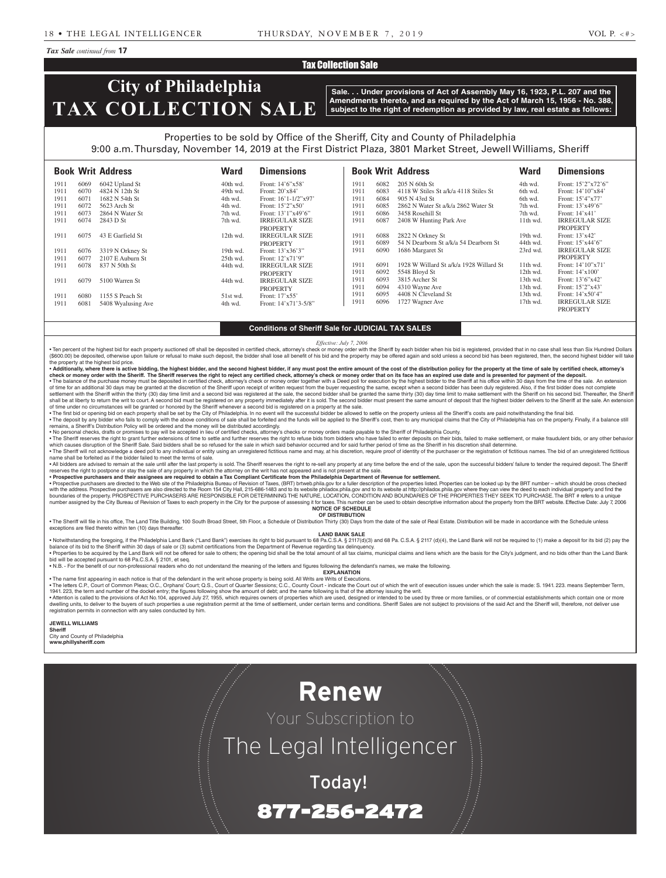*Tax Sale continued from* **17**

**Tax Collection Sale**

# City of Philadelphia TAX COLLECTION SALE

**Sale. . . Under provisions of Act of Assembly May 16, 1923, P.L. 207 and the Amendments thereto, and as required by the Act of March 15, 1956 - No. 388, subject to the right of redemption as provided by law, real estate as follows:**

Properties to be sold by Office of the Sheriff, City and County of Philadelphia
9:00 a.m. Thursday, November 14, 2019 at the First District Plaza, 3801 Market Street, Jewell Williams, Sheriff

| Book | Writ | Address | Ward | Dimensions |
|---|---|---|---|---|
| 1911 | 6069 | 6042 Upland St | 40th wd. | Front: 14'6"x58' |
| 1911 | 6070 | 4824 N 12th St | 49th wd. | Front: 20'x84' |
| 1911 | 6071 | 1682 N 54th St | 4th wd. | Front: 16'1-1/2"x97' |
| 1911 | 6072 | 5623 Arch St | 4th wd. | Front: 15'2"x50' |
| 1911 | 6073 | 2864 N Water St | 7th wd. | Front: 13'1"x49'6" |
| 1911 | 6074 | 2843 D St | 7th wd. | IRREGULAR SIZE PROPERTY |
| 1911 | 6075 | 43 E Garfield St | 12th wd. | IRREGULAR SIZE PROPERTY |
| 1911 | 6076 | 3319 N Orkney St | 19th wd. | Front: 13'x36'3" |
| 1911 | 6077 | 2107 E Auburn St | 25th wd. | Front: 12'x71'9" |
| 1911 | 6078 | 837 N 50th St | 44th wd. | IRREGULAR SIZE PROPERTY |
| 1911 | 6079 | 5100 Warren St | 44th wd. | IRREGULAR SIZE PROPERTY |
| 1911 | 6080 | 1155 S Peach St | 51st wd. | Front: 17'x55' |
| 1911 | 6081 | 5408 Wyalusing Ave | 4th wd. | Front: 14'x71'3-5/8" |
| 1911 | 6082 | 205 N 60th St | 4th wd. | Front: 15'2"x72'6" |
| 1911 | 6083 | 4118 W Stiles St a/k/a 4118 Stiles St | 6th wd. | Front: 14'10"x84' |
| 1911 | 6084 | 905 N 43rd St | 6th wd. | Front: 15'4"x77' |
| 1911 | 6085 | 2862 N Water St a/k/a 2862 Water St | 7th wd. | Front: 13'x49'6" |
| 1911 | 6086 | 3458 Rosehill St | 7th wd. | Front: 14'x41' |
| 1911 | 6087 | 2408 W Hunting Park Ave | 11th wd. | IRREGULAR SIZE PROPERTY |
| 1911 | 6088 | 2822 N Orkney St | 19th wd. | Front: 13'x42' |
| 1911 | 6089 | 54 N Dearborn St a/k/a 54 Dearborn St | 44th wd. | Front: 15'x44'6" |
| 1911 | 6090 | 1686 Margaret St | 23rd wd. | IRREGULAR SIZE PROPERTY |
| 1911 | 6091 | 1928 W Willard St a/k/a 1928 Willard St | 11th wd. | Front: 14'10"x71' |
| 1911 | 6092 | 5548 Bloyd St | 12th wd. | Front: 14'x100' |
| 1911 | 6093 | 3815 Archer St | 13th wd. | Front: 13'6"x42' |
| 1911 | 6094 | 4310 Wayne Ave | 13th wd. | Front: 15'2"x43' |
| 1911 | 6095 | 4408 N Cleveland St | 13th wd. | Front: 14'x50'4" |
| 1911 | 6096 | 1727 Wagner Ave | 17th wd. | IRREGULAR SIZE PROPERTY |

## Conditions of Sheriff Sale for JUDICIAL TAX SALES

*Effective: July 7, 2006*

• Ten percent of the highest bid for each property auctioned off shall be deposited in certified check, attorney's check or money order with the Sheriff by each bidder when his bid is registered, provided that in no case shall less than Six Hundred Dollars ($600.00) be deposited, otherwise upon failure or refusal to make such deposit, the bidder shall lose all benefit of his bid and the property may be offered again and sold unless a second bid has been registered, then, the second highest bidder will take the property at the highest bid price.

• **Additionally, where there is active bidding, the highest bidder, and the second highest bidder, if any must post the entire amount of the cost of the distribution policy for the property at the time of sale by certified check, attorney's check or money order with the Sheriff. The Sheriff reserves the right to reject any certified check, attorney's check or money order that on its face has an expired use date and is presented for payment of the deposit.**

• The balance of the purchase money must be deposited in certified check, attorney's check or money order together with a Deed poll for execution by the highest bidder to the Sheriff at his office within 30 days from the time of the sale. An extension of time for an additional 30 days may be granted at the discretion of the Sheriff upon receipt of written request from the buyer requesting the same, except when a second bidder has been duly registered. Also, if the first bidder does not complete settlement with the Sheriff within the thirty (30) day time limit and a second bid was registered at the sale, the second bidder shall be granted the same thirty (30) day time limit to make settlement with the Sheriff on his second bid. Thereafter, the Sheriff shall be at liberty to return the writ to court. A second bid must be registered on any property immediately after it is sold. The second bidder must present the same amount of deposit that the highest bidder delivers to the Sheriff at the sale. An extension of time under no circumstances will be granted or honored by the Sheriff whenever a second bid is registered on a property at the sale.

• The first bid or opening bid on each property shall be set by the City of Philadelphia. In no event will the successful bidder be allowed to settle on the property unless all the Sheriff's costs are paid notwithstanding the final bid.

• The deposit by any bidder who fails to comply with the above conditions of sale shall be forfeited and the funds will be applied to the Sheriff's cost, then to any municipal claims that the City of Philadelphia has on the property. Finally, if a balance still remains, a Sheriff's Distribution Policy will be ordered and the money will be distributed accordingly.

• No personal checks, drafts or promises to pay will be accepted in lieu of certified checks, attorney's checks or money orders made payable to the Sheriff of Philadelphia County.

• The Sheriff reserves the right to grant further extensions of time to settle and further reserves the right to refuse bids from bidders who have failed to enter deposits on their bids, failed to make settlement, or make fraudulent bids, or any other behavior which causes disruption of the Sheriff Sale. Said bidders shall be so refused for the sale in which said behavior occurred and for said further period of time as the Sheriff in his discretion shall determine.

• The Sheriff will not acknowledge a deed poll to any individual or entity using an unregistered fictitious name and may, at his discretion, require proof of identity of the purchaser or the registration of fictitious names. The bid of an unregistered fictitious name shall be forfeited as if the bidder failed to meet the terms of sale.

• All bidders are advised to remain at the sale until after the last property is sold. The Sheriff reserves the right to re-sell any property at any time before the end of the sale, upon the successful bidders' failure to tender the required deposit. The Sheriff reserves the right to postpone or stay the sale of any property in which the attorney on the writ has not appeared and is not present at the sale.

• **Prospective purchasers and their assignees are required to obtain a Tax Compliant Certificate from the Philadelphia Department of Revenue for settlement.**

• Prospective purchasers are directed to the Web site of the Philadelphia Bureau of Revision of Taxes, (BRT) brtweb.phila.gov for a fuller description of the properties listed. Properties can be looked up by the BRT number – which should be cross checked with the address. Prospective purchasers are also directed to the Room 154 City Hall, 215-686-1483 and to its website philadox.phila.gov and to its website at http://philadox.phila.gov where they can view the deed to each individual property and find the boundaries of the property. PROSPECTIVE PURCHASERS ARE RESPONSIBLE FOR DETERMINING THE NATURE, LOCATION, CONDITION AND BOUNDARIES OF THE PROPERTIES THEY SEEK TO PURCHASE. The BRT # refers to a unique number assigned by the City Bureau of Revision of Taxes to each property in the City for the purpose of assessing it for taxes. This number can be used to obtain descriptive information about the property from the BRT website. Effective Date: July 7, 2006

**NOTICE OF SCHEDULE OF DISTRIBUTION**

• The Sheriff will file in his office, The Land Title Building, 100 South Broad Street, 5th Floor, a Schedule of Distribution Thirty (30) Days from the date of the sale of Real Estate. Distribution will be made in accordance with the Schedule unless exceptions are filed thereto within ten (10) days thereafter.

**LAND BANK SALE**

• Notwithstanding the foregoing, if the Philadelphia Land Bank ("Land Bank") exercises its right to bid pursuant to 68 Pa.C.S.A. § 2117(d)(3) and 68 Pa. C.S.A. § 2117 (d)(4), the Land Bank will not be required to (1) make a deposit for its bid (2) pay the balance of its bid to the Sheriff within 30 days of sale or (3) submit certifications from the Department of Revenue regarding tax delinquency.

• Properties to be acquired by the Land Bank will not be offered for sale to others; the opening bid shall be the total amount of all tax claims, municipal claims and liens which are the basis for the City's judgment, and no bids other than the Land Bank bid will be accepted pursuant to 68 Pa.C.S.A. § 2101, et seq.

• N.B. - For the benefit of our non-professional readers who do not understand the meaning of the letters and figures following the defendant's names, we make the following.

**EXPLANATION**

• The name first appearing in each notice is that of the defendant in the writ whose property is being sold. All Writs are Writs of Executions.

• The letters C.P., Court of Common Pleas; O.C., Orphans' Court; Q.S., Court of Quarter Sessions; C.C., County Court - indicate the Court out of which the writ of execution issues under which the sale is made: S. 1941. 223. means September Term, 1941. 223, the term and number of the docket entry; the figures following show the amount of debt; and the name following is that of the attorney issuing the writ.

• Attention is called to the provisions of Act No.104, approved July 27, 1955, which requires owners of properties which are used, designed or intended to be used by three or more families, or of commercial establishments which contain one or more dwelling units, to deliver to the buyers of such properties a use registration permit at the time of settlement, under certain terms and conditions. Sheriff Sales are not subject to provisions of the said Act and the Sheriff will, therefore, not deliver use registration permits in connection with any sales conducted by him.

**JEWELL WILLIAMS**
**Sheriff**
City and County of Philadelphia
**www.phillysheriff.com**

**Renew**
Your Subscription to
The Legal Intelligencer
Today!
**877-256-2472**